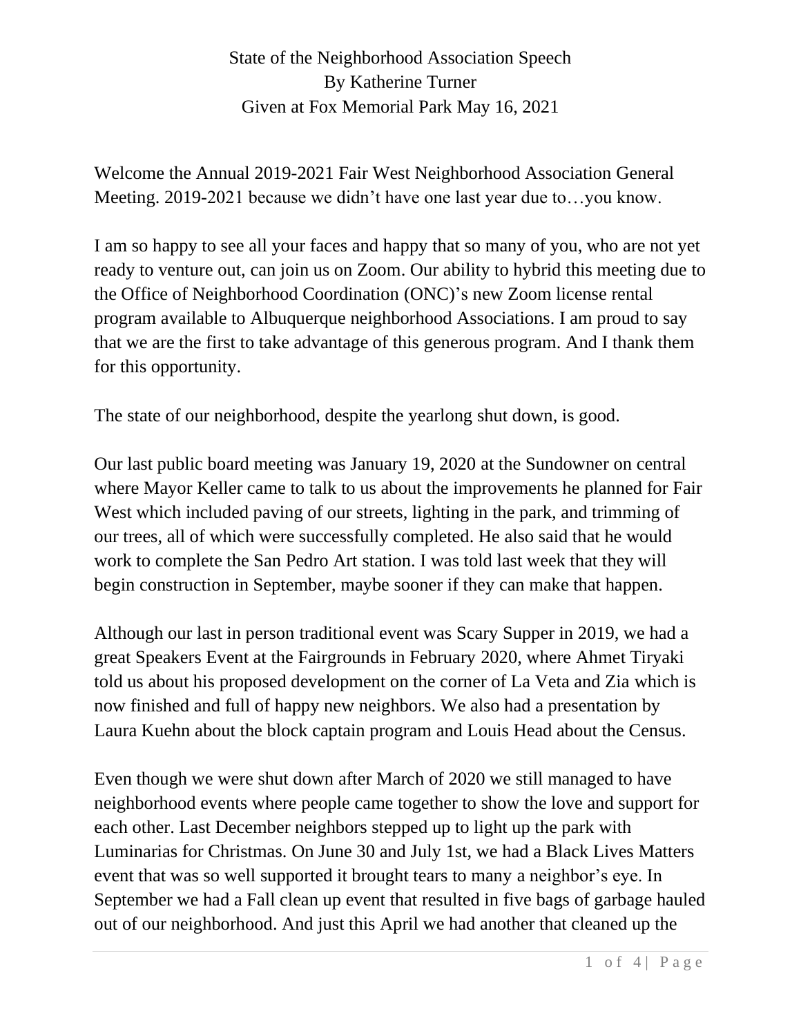State of the Neighborhood Association Speech
By Katherine Turner
Given at Fox Memorial Park May 16, 2021

Welcome the Annual 2019-2021 Fair West Neighborhood Association General Meeting. 2019-2021 because we didn't have one last year due to…you know.

I am so happy to see all your faces and happy that so many of you, who are not yet ready to venture out, can join us on Zoom. Our ability to hybrid this meeting due to the Office of Neighborhood Coordination (ONC)'s new Zoom license rental program available to Albuquerque neighborhood Associations. I am proud to say that we are the first to take advantage of this generous program. And I thank them for this opportunity.

The state of our neighborhood, despite the yearlong shut down, is good.

Our last public board meeting was January 19, 2020 at the Sundowner on central where Mayor Keller came to talk to us about the improvements he planned for Fair West which included paving of our streets, lighting in the park, and trimming of our trees, all of which were successfully completed. He also said that he would work to complete the San Pedro Art station. I was told last week that they will begin construction in September, maybe sooner if they can make that happen.

Although our last in person traditional event was Scary Supper in 2019, we had a great Speakers Event at the Fairgrounds in February 2020, where Ahmet Tiryaki told us about his proposed development on the corner of La Veta and Zia which is now finished and full of happy new neighbors. We also had a presentation by Laura Kuehn about the block captain program and Louis Head about the Census.

Even though we were shut down after March of 2020 we still managed to have neighborhood events where people came together to show the love and support for each other. Last December neighbors stepped up to light up the park with Luminarias for Christmas. On June 30 and July 1st, we had a Black Lives Matters event that was so well supported it brought tears to many a neighbor's eye. In September we had a Fall clean up event that resulted in five bags of garbage hauled out of our neighborhood. And just this April we had another that cleaned up the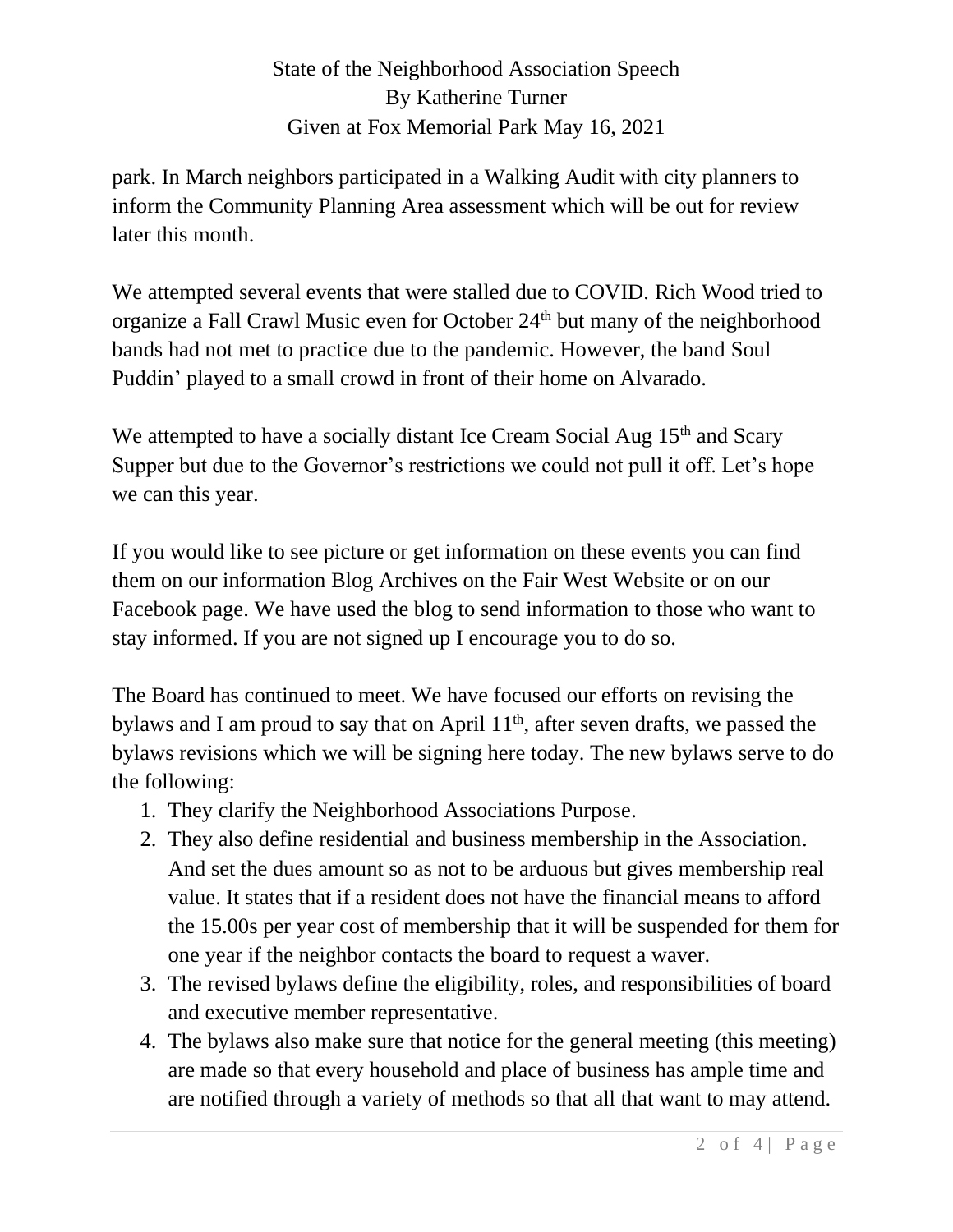park. In March neighbors participated in a Walking Audit with city planners to inform the Community Planning Area assessment which will be out for review later this month.

We attempted several events that were stalled due to COVID. Rich Wood tried to organize a Fall Crawl Music even for October 24th but many of the neighborhood bands had not met to practice due to the pandemic. However, the band Soul Puddin' played to a small crowd in front of their home on Alvarado.

We attempted to have a socially distant Ice Cream Social Aug 15th and Scary Supper but due to the Governor's restrictions we could not pull it off. Let's hope we can this year.

If you would like to see picture or get information on these events you can find them on our information Blog Archives on the Fair West Website or on our Facebook page. We have used the blog to send information to those who want to stay informed. If you are not signed up I encourage you to do so.

The Board has continued to meet. We have focused our efforts on revising the bylaws and I am proud to say that on April 11th, after seven drafts, we passed the bylaws revisions which we will be signing here today. The new bylaws serve to do the following:

1. They clarify the Neighborhood Associations Purpose.
2. They also define residential and business membership in the Association. And set the dues amount so as not to be arduous but gives membership real value. It states that if a resident does not have the financial means to afford the 15.00s per year cost of membership that it will be suspended for them for one year if the neighbor contacts the board to request a waver.
3. The revised bylaws define the eligibility, roles, and responsibilities of board and executive member representative.
4. The bylaws also make sure that notice for the general meeting (this meeting) are made so that every household and place of business has ample time and are notified through a variety of methods so that all that want to may attend.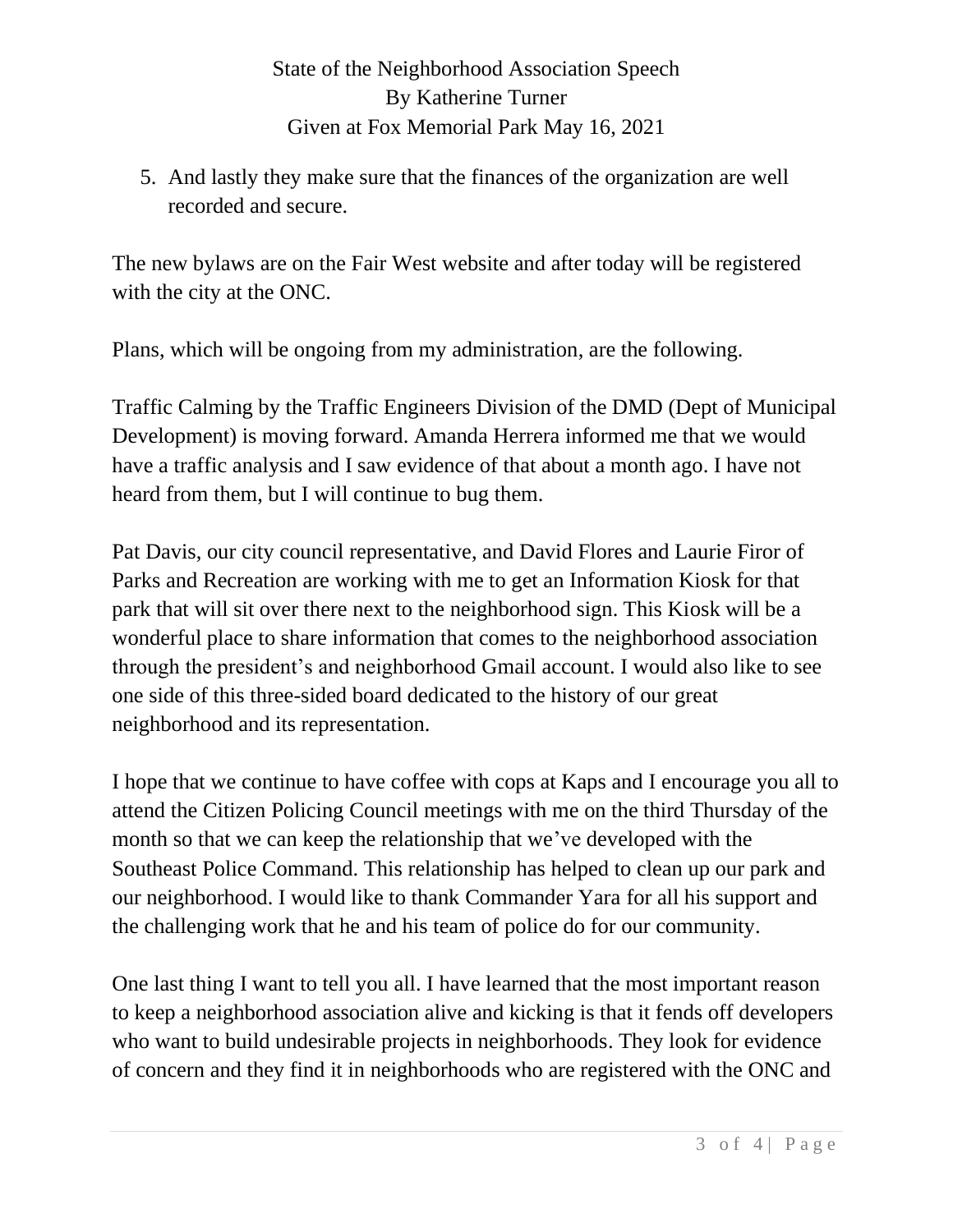5. And lastly they make sure that the finances of the organization are well recorded and secure.

The new bylaws are on the Fair West website and after today will be registered with the city at the ONC.

Plans, which will be ongoing from my administration, are the following.

Traffic Calming by the Traffic Engineers Division of the DMD (Dept of Municipal Development) is moving forward. Amanda Herrera informed me that we would have a traffic analysis and I saw evidence of that about a month ago. I have not heard from them, but I will continue to bug them.

Pat Davis, our city council representative, and David Flores and Laurie Firor of Parks and Recreation are working with me to get an Information Kiosk for that park that will sit over there next to the neighborhood sign. This Kiosk will be a wonderful place to share information that comes to the neighborhood association through the president's and neighborhood Gmail account. I would also like to see one side of this three-sided board dedicated to the history of our great neighborhood and its representation.

I hope that we continue to have coffee with cops at Kaps and I encourage you all to attend the Citizen Policing Council meetings with me on the third Thursday of the month so that we can keep the relationship that we've developed with the Southeast Police Command. This relationship has helped to clean up our park and our neighborhood. I would like to thank Commander Yara for all his support and the challenging work that he and his team of police do for our community.

One last thing I want to tell you all. I have learned that the most important reason to keep a neighborhood association alive and kicking is that it fends off developers who want to build undesirable projects in neighborhoods. They look for evidence of concern and they find it in neighborhoods who are registered with the ONC and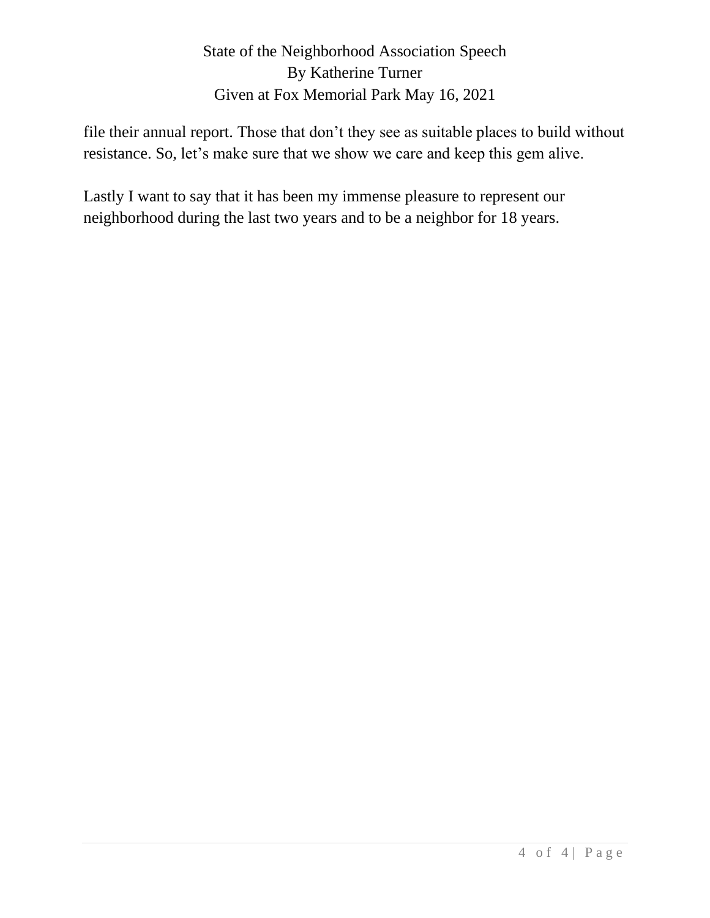file their annual report. Those that don't they see as suitable places to build without resistance. So, let's make sure that we show we care and keep this gem alive.

Lastly I want to say that it has been my immense pleasure to represent our neighborhood during the last two years and to be a neighbor for 18 years.